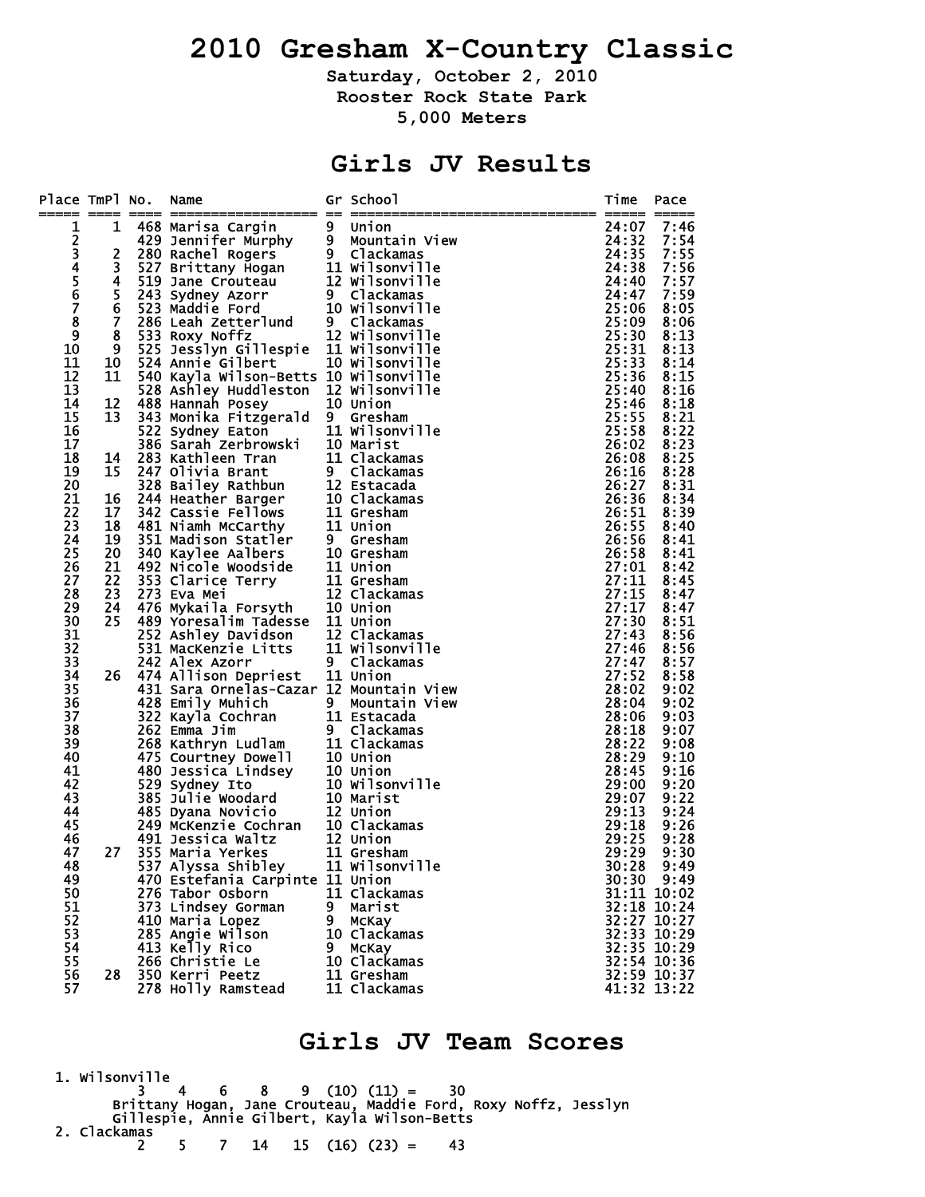# 2010 Gresham X-Country Classic

**Saturday, October 2, 2010**

**Rooster Rock State Park**

**5,000 Meters**

## Girls JV Results

| Place | TmPl | No. | Name | Gr | School | Time | Pace |
|---|---|---|---|---|---|---|---|
| 1 | 1 | 468 | Marisa Cargin | 9 | Union | 24:07 | 7:46 |
| 2 | | 429 | Jennifer Murphy | 9 | Mountain View | 24:32 | 7:54 |
| 3 | 2 | 280 | Rachel Rogers | 9 | Clackamas | 24:35 | 7:55 |
| 4 | 3 | 527 | Brittany Hogan | 11 | Wilsonville | 24:38 | 7:56 |
| 5 | 4 | 519 | Jane Crouteau | 12 | Wilsonville | 24:40 | 7:57 |
| 6 | 5 | 243 | Sydney Azorr | 9 | Clackamas | 24:47 | 7:59 |
| 7 | 6 | 523 | Maddie Ford | 10 | Wilsonville | 25:06 | 8:05 |
| 8 | 7 | 286 | Leah Zetterlund | 9 | Clackamas | 25:09 | 8:06 |
| 9 | 8 | 533 | Roxy Noffz | 12 | Wilsonville | 25:30 | 8:13 |
| 10 | 9 | 525 | Jesslyn Gillespie | 11 | Wilsonville | 25:31 | 8:13 |
| 11 | 10 | 524 | Annie Gilbert | 10 | Wilsonville | 25:33 | 8:14 |
| 12 | 11 | 540 | Kayla Wilson-Betts | 10 | Wilsonville | 25:36 | 8:15 |
| 13 | | 528 | Ashley Huddleston | 12 | Wilsonville | 25:40 | 8:16 |
| 14 | 12 | 488 | Hannah Posey | 10 | Union | 25:46 | 8:18 |
| 15 | 13 | 343 | Monika Fitzgerald | 9 | Gresham | 25:55 | 8:21 |
| 16 | | 522 | Sydney Eaton | 11 | Wilsonville | 25:58 | 8:22 |
| 17 | | 386 | Sarah Zerbrowski | 10 | Marist | 26:02 | 8:23 |
| 18 | 14 | 283 | Kathleen Tran | 11 | Clackamas | 26:08 | 8:25 |
| 19 | 15 | 247 | Olivia Brant | 9 | Clackamas | 26:16 | 8:28 |
| 20 | | 328 | Bailey Rathbun | 12 | Estacada | 26:27 | 8:31 |
| 21 | 16 | 244 | Heather Barger | 10 | Clackamas | 26:36 | 8:34 |
| 22 | 17 | 342 | Cassie Fellows | 11 | Gresham | 26:51 | 8:39 |
| 23 | 18 | 481 | Niamh McCarthy | 11 | Union | 26:55 | 8:40 |
| 24 | 19 | 351 | Madison Statler | 9 | Gresham | 26:56 | 8:41 |
| 25 | 20 | 340 | Kaylee Aalbers | 10 | Gresham | 26:58 | 8:41 |
| 26 | 21 | 492 | Nicole Woodside | 11 | Union | 27:01 | 8:42 |
| 27 | 22 | 353 | Clarice Terry | 11 | Gresham | 27:11 | 8:45 |
| 28 | 23 | 273 | Eva Mei | 12 | Clackamas | 27:15 | 8:47 |
| 29 | 24 | 476 | Mykaila Forsyth | 10 | Union | 27:17 | 8:47 |
| 30 | 25 | 489 | Yoresalim Tadesse | 11 | Union | 27:30 | 8:51 |
| 31 | | 252 | Ashley Davidson | 12 | Clackamas | 27:43 | 8:56 |
| 32 | | 531 | MacKenzie Litts | 11 | Wilsonville | 27:46 | 8:56 |
| 33 | | 242 | Alex Azorr | 9 | Clackamas | 27:47 | 8:57 |
| 34 | 26 | 474 | Allison Depriest | 11 | Union | 27:52 | 8:58 |
| 35 | | 431 | Sara Ornelas-Cazar | 12 | Mountain View | 28:02 | 9:02 |
| 36 | | 428 | Emily Muhich | 9 | Mountain View | 28:04 | 9:02 |
| 37 | | 322 | Kayla Cochran | 11 | Estacada | 28:06 | 9:03 |
| 38 | | 262 | Emma Jim | 9 | Clackamas | 28:18 | 9:07 |
| 39 | | 268 | Kathryn Ludlam | 11 | Clackamas | 28:22 | 9:08 |
| 40 | | 475 | Courtney Dowell | 10 | Union | 28:29 | 9:10 |
| 41 | | 480 | Jessica Lindsey | 10 | Union | 28:45 | 9:16 |
| 42 | | 529 | Sydney Ito | 10 | Wilsonville | 29:00 | 9:20 |
| 43 | | 385 | Julie Woodard | 10 | Marist | 29:07 | 9:22 |
| 44 | | 485 | Dyana Novicio | 12 | Union | 29:13 | 9:24 |
| 45 | | 249 | McKenzie Cochran | 10 | Clackamas | 29:18 | 9:26 |
| 46 | | 491 | Jessica Waltz | 12 | Union | 29:25 | 9:28 |
| 47 | 27 | 355 | Maria Yerkes | 11 | Gresham | 29:29 | 9:30 |
| 48 | | 537 | Alyssa Shibley | 11 | Wilsonville | 30:28 | 9:49 |
| 49 | | 470 | Estefania Carpinte | 11 | Union | 30:30 | 9:49 |
| 50 | | 276 | Tabor Osborn | 11 | Clackamas | 31:11 | 10:02 |
| 51 | | 373 | Lindsey Gorman | 9 | Marist | 32:18 | 10:24 |
| 52 | | 410 | Maria Lopez | 9 | McKay | 32:27 | 10:27 |
| 53 | | 285 | Angie Wilson | 10 | Clackamas | 32:33 | 10:29 |
| 54 | | 413 | Kelly Rico | 9 | McKay | 32:35 | 10:29 |
| 55 | | 266 | Christie Le | 10 | Clackamas | 32:54 | 10:36 |
| 56 | 28 | 350 | Kerri Peetz | 11 | Gresham | 32:59 | 10:37 |
| 57 | | 278 | Holly Ramstead | 11 | Clackamas | 41:32 | 13:22 |

## Girls JV Team Scores

1. Wilsonville
   3 4 6 8 9 (10) (11) = 30
   Brittany Hogan, Jane Crouteau, Maddie Ford, Roxy Noffz, Jesslyn Gillespie, Annie Gilbert, Kayla Wilson-Betts
2. Clackamas
   2 5 7 14 15 (16) (23) = 43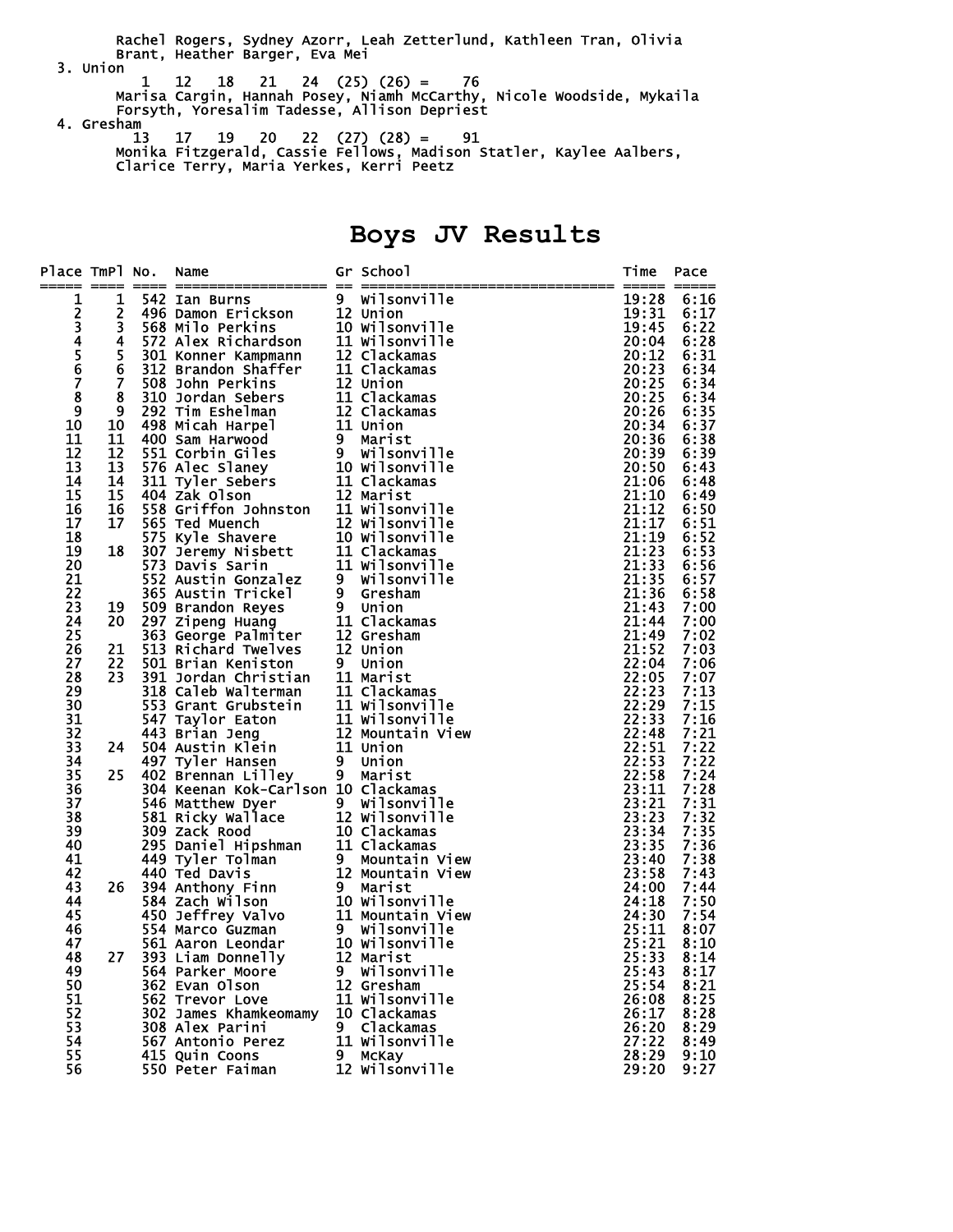Rachel Rogers, Sydney Azorr, Leah Zetterlund, Kathleen Tran, Olivia Brant, Heather Barger, Eva Mei

3. Union
   1 12 18 21 24 (25) (26) = 76
   Marisa Cargin, Hannah Posey, Niamh McCarthy, Nicole Woodside, Mykaila Forsyth, Yoresalim Tadesse, Allison Depriest

4. Gresham
   13 17 19 20 22 (27) (28) = 91
   Monika Fitzgerald, Cassie Fellows, Madison Statler, Kaylee Aalbers, Clarice Terry, Maria Yerkes, Kerri Peetz

# Boys JV Results

| Place | TmPl | No. | Name | Gr | School | Time | Pace |
|---|---|---|---|---|---|---|---|
| 1 | 1 | 542 | Ian Burns | 9 | Wilsonville | 19:28 | 6:16 |
| 2 | 2 | 496 | Damon Erickson | 12 | Union | 19:31 | 6:17 |
| 3 | 3 | 568 | Milo Perkins | 10 | Wilsonville | 19:45 | 6:22 |
| 4 | 4 | 572 | Alex Richardson | 11 | Wilsonville | 20:04 | 6:28 |
| 5 | 5 | 301 | Konner Kampmann | 12 | Clackamas | 20:12 | 6:31 |
| 6 | 6 | 312 | Brandon Shaffer | 11 | Clackamas | 20:23 | 6:34 |
| 7 | 7 | 508 | John Perkins | 12 | Union | 20:25 | 6:34 |
| 8 | 8 | 310 | Jordan Sebers | 11 | Clackamas | 20:25 | 6:34 |
| 9 | 9 | 292 | Tim Eshelman | 12 | Clackamas | 20:26 | 6:35 |
| 10 | 10 | 498 | Micah Harpel | 11 | Union | 20:34 | 6:37 |
| 11 | 11 | 400 | Sam Harwood | 9 | Marist | 20:36 | 6:38 |
| 12 | 12 | 551 | Corbin Giles | 9 | Wilsonville | 20:39 | 6:39 |
| 13 | 13 | 576 | Alec Slaney | 10 | Wilsonville | 20:50 | 6:43 |
| 14 | 14 | 311 | Tyler Sebers | 11 | Clackamas | 21:06 | 6:48 |
| 15 | 15 | 404 | Zak Olson | 12 | Marist | 21:10 | 6:49 |
| 16 | 16 | 558 | Griffon Johnston | 11 | Wilsonville | 21:12 | 6:50 |
| 17 | 17 | 565 | Ted Muench | 12 | Wilsonville | 21:17 | 6:51 |
| 18 | | 575 | Kyle Shavere | 10 | Wilsonville | 21:19 | 6:52 |
| 19 | 18 | 307 | Jeremy Nisbett | 11 | Clackamas | 21:23 | 6:53 |
| 20 | | 573 | Davis Sarin | 11 | Wilsonville | 21:33 | 6:56 |
| 21 | | 552 | Austin Gonzalez | 9 | Wilsonville | 21:35 | 6:57 |
| 22 | | 365 | Austin Trickel | 9 | Gresham | 21:36 | 6:58 |
| 23 | 19 | 509 | Brandon Reyes | 9 | Union | 21:43 | 7:00 |
| 24 | 20 | 297 | Zipeng Huang | 11 | Clackamas | 21:44 | 7:00 |
| 25 | | 363 | George Palmiter | 12 | Gresham | 21:49 | 7:02 |
| 26 | 21 | 513 | Richard Twelves | 12 | Union | 21:52 | 7:03 |
| 27 | 22 | 501 | Brian Keniston | 9 | Union | 22:04 | 7:06 |
| 28 | 23 | 391 | Jordan Christian | 11 | Marist | 22:05 | 7:07 |
| 29 | | 318 | Caleb Walterman | 11 | Clackamas | 22:23 | 7:13 |
| 30 | | 553 | Grant Grubstein | 11 | Wilsonville | 22:29 | 7:15 |
| 31 | | 547 | Taylor Eaton | 11 | Wilsonville | 22:33 | 7:16 |
| 32 | | 443 | Brian Jeng | 12 | Mountain View | 22:48 | 7:21 |
| 33 | 24 | 504 | Austin Klein | 11 | Union | 22:51 | 7:22 |
| 34 | | 497 | Tyler Hansen | 9 | Union | 22:53 | 7:22 |
| 35 | 25 | 402 | Brennan Lilley | 9 | Marist | 22:58 | 7:24 |
| 36 | | 304 | Keenan Kok-Carlson | 10 | Clackamas | 23:11 | 7:28 |
| 37 | | 546 | Matthew Dyer | 9 | Wilsonville | 23:21 | 7:31 |
| 38 | | 581 | Ricky Wallace | 12 | Wilsonville | 23:23 | 7:32 |
| 39 | | 309 | Zack Rood | 10 | Clackamas | 23:34 | 7:35 |
| 40 | | 295 | Daniel Hipshman | 11 | Clackamas | 23:35 | 7:36 |
| 41 | | 449 | Tyler Tolman | 9 | Mountain View | 23:40 | 7:38 |
| 42 | | 440 | Ted Davis | 12 | Mountain View | 23:58 | 7:43 |
| 43 | 26 | 394 | Anthony Finn | 9 | Marist | 24:00 | 7:44 |
| 44 | | 584 | Zach Wilson | 10 | Wilsonville | 24:18 | 7:50 |
| 45 | | 450 | Jeffrey Valvo | 11 | Mountain View | 24:30 | 7:54 |
| 46 | | 554 | Marco Guzman | 9 | Wilsonville | 25:11 | 8:07 |
| 47 | | 561 | Aaron Leondar | 10 | Wilsonville | 25:21 | 8:10 |
| 48 | 27 | 393 | Liam Donnelly | 12 | Marist | 25:33 | 8:14 |
| 49 | | 564 | Parker Moore | 9 | Wilsonville | 25:43 | 8:17 |
| 50 | | 362 | Evan Olson | 12 | Gresham | 25:54 | 8:21 |
| 51 | | 562 | Trevor Love | 11 | Wilsonville | 26:08 | 8:25 |
| 52 | | 302 | James Khamkeomamy | 10 | Clackamas | 26:17 | 8:28 |
| 53 | | 308 | Alex Parini | 9 | Clackamas | 26:20 | 8:29 |
| 54 | | 567 | Antonio Perez | 11 | Wilsonville | 27:22 | 8:49 |
| 55 | | 415 | Quin Coons | 9 | McKay | 28:29 | 9:10 |
| 56 | | 550 | Peter Faiman | 12 | Wilsonville | 29:20 | 9:27 |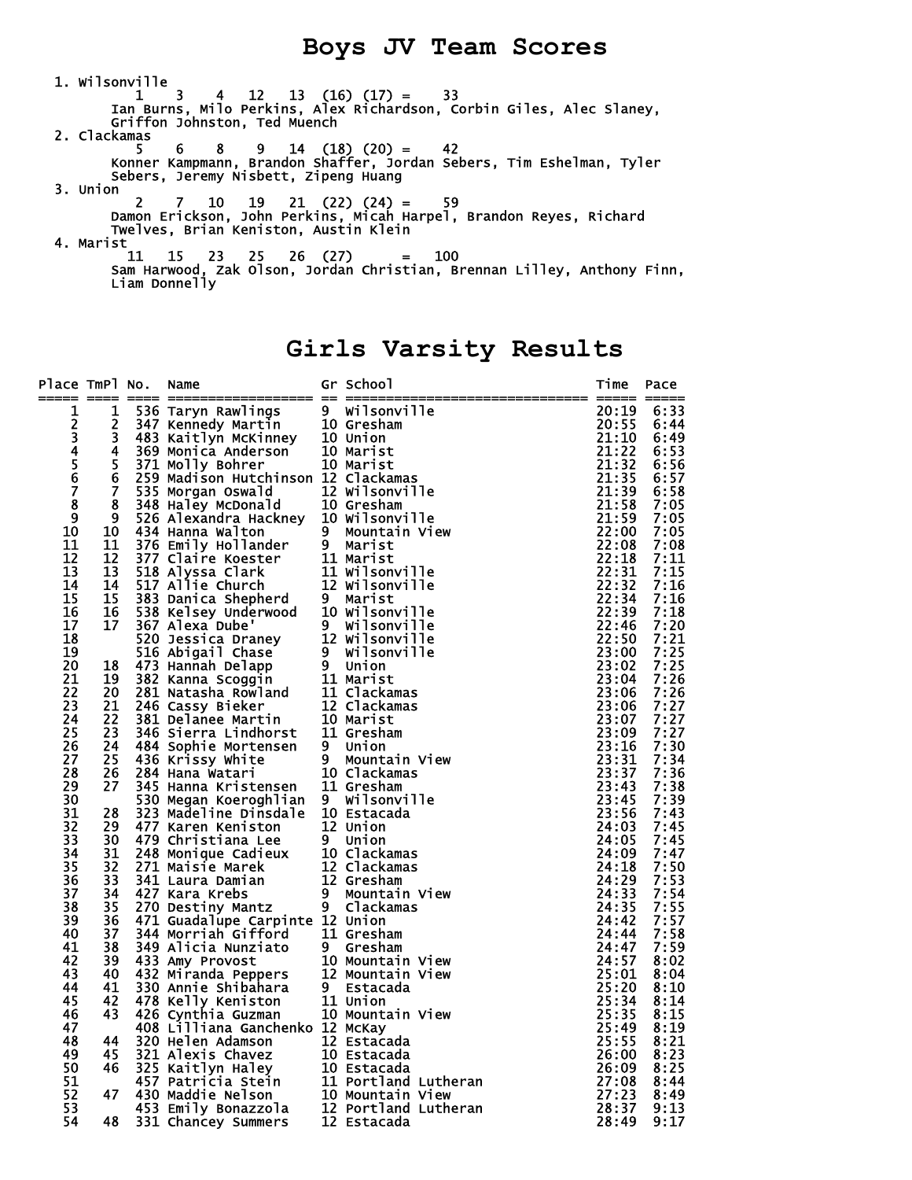# Boys JV Team Scores

1. Wilsonville
   1 3 4 12 13 (16) (17) = 33
   Ian Burns, Milo Perkins, Alex Richardson, Corbin Giles, Alec Slaney, Griffon Johnston, Ted Muench
2. Clackamas
   5 6 8 9 14 (18) (20) = 42
   Konner Kampmann, Brandon Shaffer, Jordan Sebers, Tim Eshelman, Tyler Sebers, Jeremy Nisbett, Zipeng Huang
3. Union
   2 7 10 19 21 (22) (24) = 59
   Damon Erickson, John Perkins, Micah Harpel, Brandon Reyes, Richard Twelves, Brian Keniston, Austin Klein
4. Marist
   11 15 23 25 26 (27) = 100
   Sam Harwood, Zak Olson, Jordan Christian, Brennan Lilley, Anthony Finn, Liam Donnelly

# Girls Varsity Results

| Place | TmPl | No. | Name | Gr | School | Time | Pace |
|---|---|---|---|---|---|---|---|
| 1 | 1 | 536 | Taryn Rawlings | 9 | Wilsonville | 20:19 | 6:33 |
| 2 | 2 | 347 | Kennedy Martin | 10 | Gresham | 20:55 | 6:44 |
| 3 | 3 | 483 | Kaitlyn McKinney | 10 | Union | 21:10 | 6:49 |
| 4 | 4 | 369 | Monica Anderson | 10 | Marist | 21:22 | 6:53 |
| 5 | 5 | 371 | Molly Bohrer | 10 | Marist | 21:32 | 6:56 |
| 6 | 6 | 259 | Madison Hutchinson | 12 | Clackamas | 21:35 | 6:57 |
| 7 | 7 | 535 | Morgan Oswald | 12 | Wilsonville | 21:39 | 6:58 |
| 8 | 8 | 348 | Haley McDonald | 10 | Gresham | 21:58 | 7:05 |
| 9 | 9 | 526 | Alexandra Hackney | 10 | Wilsonville | 21:59 | 7:05 |
| 10 | 10 | 434 | Hanna Walton | 9 | Mountain View | 22:00 | 7:05 |
| 11 | 11 | 376 | Emily Hollander | 9 | Marist | 22:08 | 7:08 |
| 12 | 12 | 377 | Claire Koester | 11 | Marist | 22:18 | 7:11 |
| 13 | 13 | 518 | Alyssa Clark | 11 | Wilsonville | 22:31 | 7:15 |
| 14 | 14 | 517 | Allie Church | 12 | Wilsonville | 22:32 | 7:16 |
| 15 | 15 | 383 | Danica Shepherd | 9 | Marist | 22:34 | 7:16 |
| 16 | 16 | 538 | Kelsey Underwood | 10 | Wilsonville | 22:39 | 7:18 |
| 17 | 17 | 367 | Alexa Dube' | 9 | Wilsonville | 22:46 | 7:20 |
| 18 | | 520 | Jessica Draney | 12 | Wilsonville | 22:50 | 7:21 |
| 19 | | 516 | Abigail Chase | 9 | Wilsonville | 23:00 | 7:25 |
| 20 | 18 | 473 | Hannah Delapp | 9 | Union | 23:02 | 7:25 |
| 21 | 19 | 382 | Kanna Scoggin | 11 | Marist | 23:04 | 7:26 |
| 22 | 20 | 281 | Natasha Rowland | 11 | Clackamas | 23:06 | 7:26 |
| 23 | 21 | 246 | Cassy Bieker | 12 | Clackamas | 23:06 | 7:27 |
| 24 | 22 | 381 | Delanee Martin | 10 | Marist | 23:07 | 7:27 |
| 25 | 23 | 346 | Sierra Lindhorst | 11 | Gresham | 23:09 | 7:27 |
| 26 | 24 | 484 | Sophie Mortensen | 9 | Union | 23:16 | 7:30 |
| 27 | 25 | 436 | Krissy White | 9 | Mountain View | 23:31 | 7:34 |
| 28 | 26 | 284 | Hana Watari | 10 | Clackamas | 23:37 | 7:36 |
| 29 | 27 | 345 | Hanna Kristensen | 11 | Gresham | 23:43 | 7:38 |
| 30 | | 530 | Megan Koeroghlian | 9 | Wilsonville | 23:45 | 7:39 |
| 31 | 28 | 323 | Madeline Dinsdale | 10 | Estacada | 23:56 | 7:43 |
| 32 | 29 | 477 | Karen Keniston | 12 | Union | 24:03 | 7:45 |
| 33 | 30 | 479 | Christiana Lee | 9 | Union | 24:05 | 7:45 |
| 34 | 31 | 248 | Monique Cadieux | 10 | Clackamas | 24:09 | 7:47 |
| 35 | 32 | 271 | Maisie Marek | 12 | Clackamas | 24:18 | 7:50 |
| 36 | 33 | 341 | Laura Damian | 12 | Gresham | 24:29 | 7:53 |
| 37 | 34 | 427 | Kara Krebs | 9 | Mountain View | 24:33 | 7:54 |
| 38 | 35 | 270 | Destiny Mantz | 9 | Clackamas | 24:35 | 7:55 |
| 39 | 36 | 471 | Guadalupe Carpinte | 12 | Union | 24:42 | 7:57 |
| 40 | 37 | 344 | Morriah Gifford | 11 | Gresham | 24:44 | 7:58 |
| 41 | 38 | 349 | Alicia Nunziato | 9 | Gresham | 24:47 | 7:59 |
| 42 | 39 | 433 | Amy Provost | 10 | Mountain View | 24:57 | 8:02 |
| 43 | 40 | 432 | Miranda Peppers | 12 | Mountain View | 25:01 | 8:04 |
| 44 | 41 | 330 | Annie Shibahara | 9 | Estacada | 25:20 | 8:10 |
| 45 | 42 | 478 | Kelly Keniston | 11 | Union | 25:34 | 8:14 |
| 46 | 43 | 426 | Cynthia Guzman | 10 | Mountain View | 25:35 | 8:15 |
| 47 | | 408 | Lilliana Ganchenko | 12 | McKay | 25:49 | 8:19 |
| 48 | 44 | 320 | Helen Adamson | 12 | Estacada | 25:55 | 8:21 |
| 49 | 45 | 321 | Alexis Chavez | 10 | Estacada | 26:00 | 8:23 |
| 50 | 46 | 325 | Kaitlyn Haley | 10 | Estacada | 26:09 | 8:25 |
| 51 | | 457 | Patricia Stein | 11 | Portland Lutheran | 27:08 | 8:44 |
| 52 | 47 | 430 | Maddie Nelson | 10 | Mountain View | 27:23 | 8:49 |
| 53 | | 453 | Emily Bonazzola | 12 | Portland Lutheran | 28:37 | 9:13 |
| 54 | 48 | 331 | Chancey Summers | 12 | Estacada | 28:49 | 9:17 |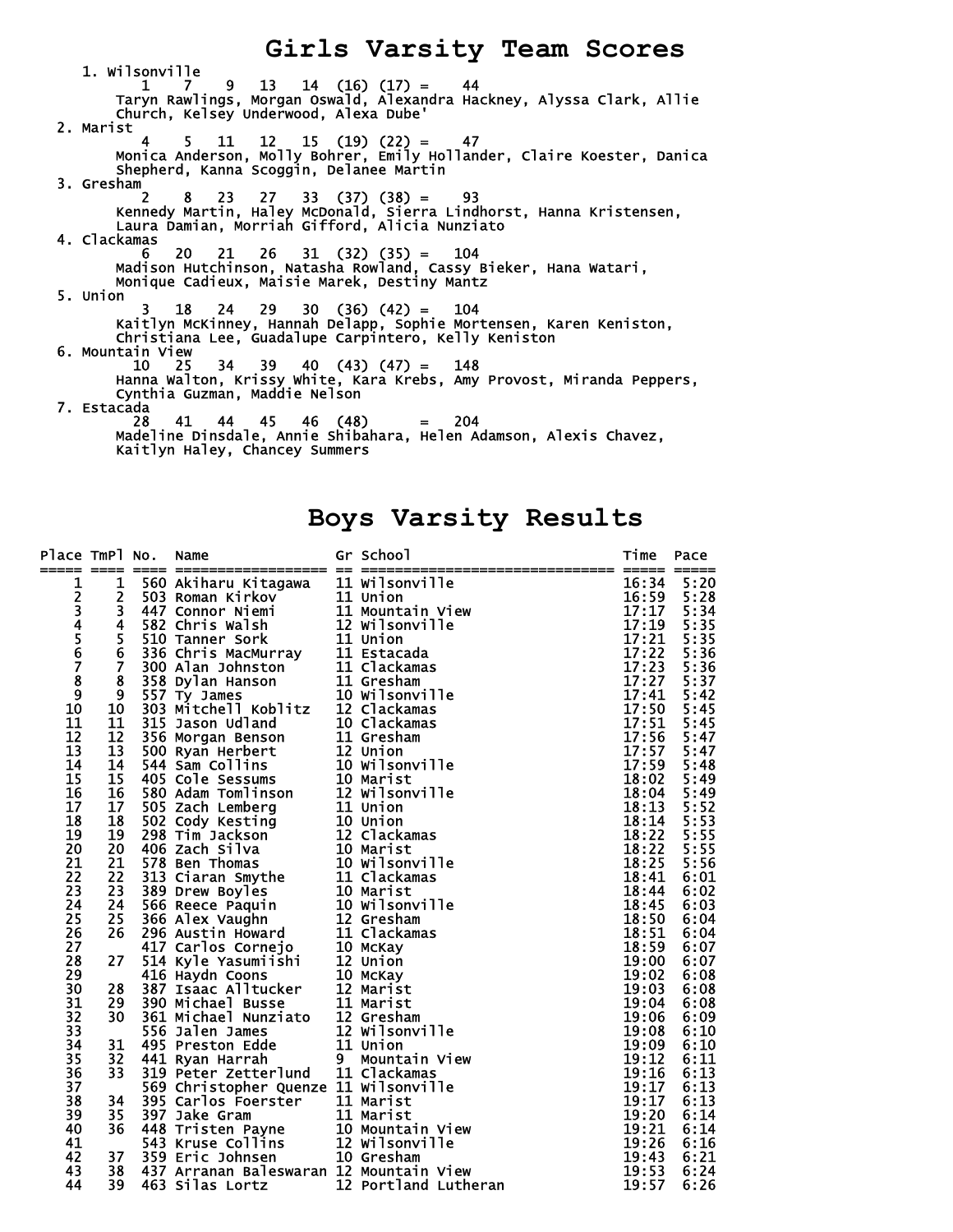# Girls Varsity Team Scores

1. Wilsonville
   1 7 9 13 14 (16) (17) = 44
   Taryn Rawlings, Morgan Oswald, Alexandra Hackney, Alyssa Clark, Allie Church, Kelsey Underwood, Alexa Dube'
2. Marist
   4 5 11 12 15 (19) (22) = 47
   Monica Anderson, Molly Bohrer, Emily Hollander, Claire Koester, Danica Shepherd, Kanna Scoggin, Delanee Martin
3. Gresham
   2 8 23 27 33 (37) (38) = 93
   Kennedy Martin, Haley McDonald, Sierra Lindhorst, Hanna Kristensen, Laura Damian, Morriah Gifford, Alicia Nunziato
4. Clackamas
   6 20 21 26 31 (32) (35) = 104
   Madison Hutchinson, Natasha Rowland, Cassy Bieker, Hana Watari, Monique Cadieux, Maisie Marek, Destiny Mantz
5. Union
   3 18 24 29 30 (36) (42) = 104
   Kaitlyn McKinney, Hannah Delapp, Sophie Mortensen, Karen Keniston, Christiana Lee, Guadalupe Carpintero, Kelly Keniston
6. Mountain View
   10 25 34 39 40 (43) (47) = 148
   Hanna Walton, Krissy White, Kara Krebs, Amy Provost, Miranda Peppers, Cynthia Guzman, Maddie Nelson
7. Estacada
   28 41 44 45 46 (48) = 204
   Madeline Dinsdale, Annie Shibahara, Helen Adamson, Alexis Chavez, Kaitlyn Haley, Chancey Summers

# Boys Varsity Results

| Place | TmPl | No. | Name | Gr | School | Time | Pace |
|---|---|---|---|---|---|---|---|
| 1 | 1 | 560 | Akiharu Kitagawa | 11 | Wilsonville | 16:34 | 5:20 |
| 2 | 2 | 503 | Roman Kirkov | 11 | Union | 16:59 | 5:28 |
| 3 | 3 | 447 | Connor Niemi | 11 | Mountain View | 17:17 | 5:34 |
| 4 | 4 | 582 | Chris Walsh | 12 | Wilsonville | 17:19 | 5:35 |
| 5 | 5 | 510 | Tanner Sork | 11 | Union | 17:21 | 5:35 |
| 6 | 6 | 336 | Chris MacMurray | 11 | Estacada | 17:22 | 5:36 |
| 7 | 7 | 300 | Alan Johnston | 11 | Clackamas | 17:23 | 5:36 |
| 8 | 8 | 358 | Dylan Hanson | 11 | Gresham | 17:27 | 5:37 |
| 9 | 9 | 557 | Ty James | 10 | Wilsonville | 17:41 | 5:42 |
| 10 | 10 | 303 | Mitchell Koblitz | 12 | Clackamas | 17:50 | 5:45 |
| 11 | 11 | 315 | Jason Udland | 10 | Clackamas | 17:51 | 5:45 |
| 12 | 12 | 356 | Morgan Benson | 11 | Gresham | 17:56 | 5:47 |
| 13 | 13 | 500 | Ryan Herbert | 12 | Union | 17:57 | 5:47 |
| 14 | 14 | 544 | Sam Collins | 10 | Wilsonville | 17:59 | 5:48 |
| 15 | 15 | 405 | Cole Sessums | 10 | Marist | 18:02 | 5:49 |
| 16 | 16 | 580 | Adam Tomlinson | 12 | Wilsonville | 18:04 | 5:49 |
| 17 | 17 | 505 | Zach Lemberg | 11 | Union | 18:13 | 5:52 |
| 18 | 18 | 502 | Cody Kesting | 10 | Union | 18:14 | 5:53 |
| 19 | 19 | 298 | Tim Jackson | 12 | Clackamas | 18:22 | 5:55 |
| 20 | 20 | 406 | Zach Silva | 10 | Marist | 18:22 | 5:55 |
| 21 | 21 | 578 | Ben Thomas | 10 | Wilsonville | 18:25 | 5:56 |
| 22 | 22 | 313 | Ciaran Smythe | 11 | Clackamas | 18:41 | 6:01 |
| 23 | 23 | 389 | Drew Boyles | 10 | Marist | 18:44 | 6:02 |
| 24 | 24 | 566 | Reece Paquin | 10 | Wilsonville | 18:45 | 6:03 |
| 25 | 25 | 366 | Alex Vaughn | 12 | Gresham | 18:50 | 6:04 |
| 26 | 26 | 296 | Austin Howard | 11 | Clackamas | 18:51 | 6:04 |
| 27 | | 417 | Carlos Cornejo | 10 | McKay | 18:59 | 6:07 |
| 28 | 27 | 514 | Kyle Yasumiishi | 12 | Union | 19:00 | 6:07 |
| 29 | | 416 | Haydn Coons | 10 | McKay | 19:02 | 6:08 |
| 30 | 28 | 387 | Isaac Alltucker | 12 | Marist | 19:03 | 6:08 |
| 31 | 29 | 390 | Michael Busse | 11 | Marist | 19:04 | 6:08 |
| 32 | 30 | 361 | Michael Nunziato | 12 | Gresham | 19:06 | 6:09 |
| 33 | | 556 | Jalen James | 12 | Wilsonville | 19:08 | 6:10 |
| 34 | 31 | 495 | Preston Edde | 11 | Union | 19:09 | 6:10 |
| 35 | 32 | 441 | Ryan Harrah | 9 | Mountain View | 19:12 | 6:11 |
| 36 | 33 | 319 | Peter Zetterlund | 11 | Clackamas | 19:16 | 6:13 |
| 37 | | 569 | Christopher Quenze | 11 | Wilsonville | 19:17 | 6:13 |
| 38 | 34 | 395 | Carlos Foerster | 11 | Marist | 19:17 | 6:13 |
| 39 | 35 | 397 | Jake Gram | 11 | Marist | 19:20 | 6:14 |
| 40 | 36 | 448 | Tristen Payne | 10 | Mountain View | 19:21 | 6:14 |
| 41 | | 543 | Kruse Collins | 12 | Wilsonville | 19:26 | 6:16 |
| 42 | 37 | 359 | Eric Johnsen | 10 | Gresham | 19:43 | 6:21 |
| 43 | 38 | 437 | Arranan Baleswaran | 12 | Mountain View | 19:53 | 6:24 |
| 44 | 39 | 463 | Silas Lortz | 12 | Portland Lutheran | 19:57 | 6:26 |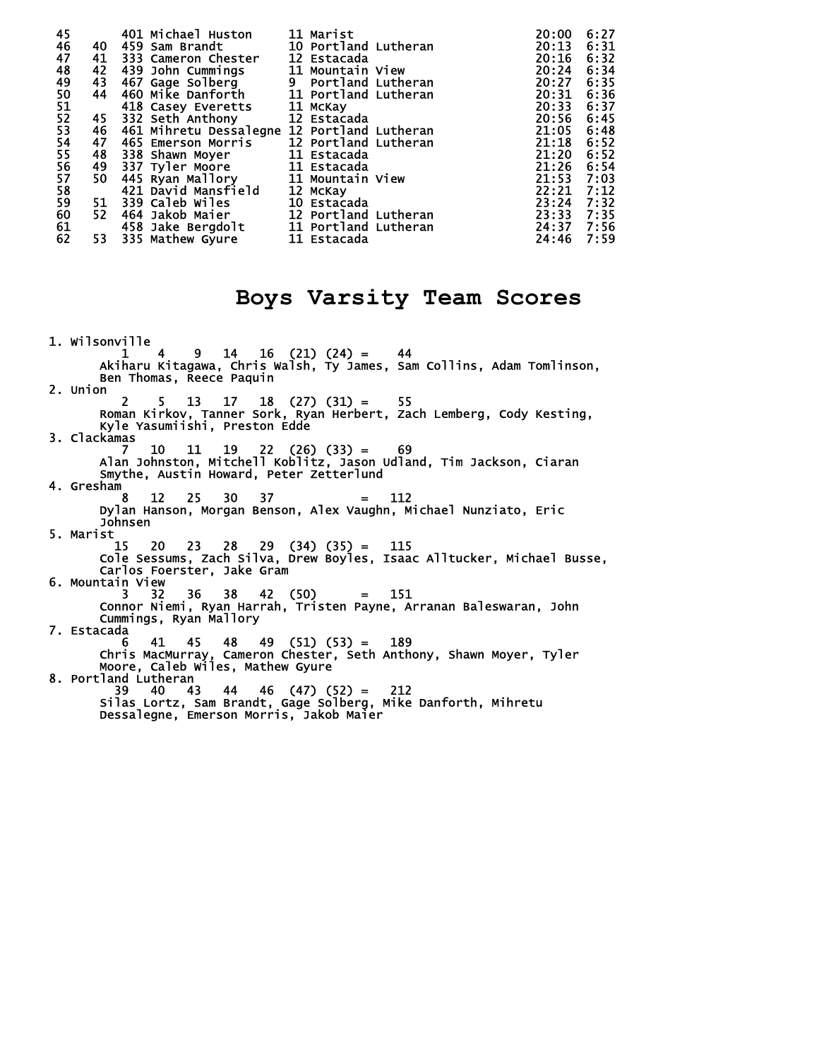| | | | | | | | |
|---|---|---|---|---|---|---|---|
| 45 | | 401 | Michael Huston | 11 | Marist | 20:00 | 6:27 |
| 46 | 40 | 459 | Sam Brandt | 10 | Portland Lutheran | 20:13 | 6:31 |
| 47 | 41 | 333 | Cameron Chester | 12 | Estacada | 20:16 | 6:32 |
| 48 | 42 | 439 | John Cummings | 11 | Mountain View | 20:24 | 6:34 |
| 49 | 43 | 467 | Gage Solberg | 9 | Portland Lutheran | 20:27 | 6:35 |
| 50 | 44 | 460 | Mike Danforth | 11 | Portland Lutheran | 20:31 | 6:36 |
| 51 | | 418 | Casey Everetts | 11 | McKay | 20:33 | 6:37 |
| 52 | 45 | 332 | Seth Anthony | 12 | Estacada | 20:56 | 6:45 |
| 53 | 46 | 461 | Mihretu Dessalegne | 12 | Portland Lutheran | 21:05 | 6:48 |
| 54 | 47 | 465 | Emerson Morris | 12 | Portland Lutheran | 21:18 | 6:52 |
| 55 | 48 | 338 | Shawn Moyer | 11 | Estacada | 21:20 | 6:52 |
| 56 | 49 | 337 | Tyler Moore | 11 | Estacada | 21:26 | 6:54 |
| 57 | 50 | 445 | Ryan Mallory | 11 | Mountain View | 21:53 | 7:03 |
| 58 | | 421 | David Mansfield | 12 | McKay | 22:21 | 7:12 |
| 59 | 51 | 339 | Caleb Wiles | 10 | Estacada | 23:24 | 7:32 |
| 60 | 52 | 464 | Jakob Maier | 12 | Portland Lutheran | 23:33 | 7:35 |
| 61 | | 458 | Jake Bergdolt | 11 | Portland Lutheran | 24:37 | 7:56 |
| 62 | 53 | 335 | Mathew Gyure | 11 | Estacada | 24:46 | 7:59 |

# Boys Varsity Team Scores

1. Wilsonville
   1 4 9 14 16 (21) (24) = 44
   Akiharu Kitagawa, Chris Walsh, Ty James, Sam Collins, Adam Tomlinson, Ben Thomas, Reece Paquin
2. Union
   2 5 13 17 18 (27) (31) = 55
   Roman Kirkov, Tanner Sork, Ryan Herbert, Zach Lemberg, Cody Kesting, Kyle Yasumiishi, Preston Edde
3. Clackamas
   7 10 11 19 22 (26) (33) = 69
   Alan Johnston, Mitchell Koblitz, Jason Udland, Tim Jackson, Ciaran Smythe, Austin Howard, Peter Zetterlund
4. Gresham
   8 12 25 30 37 = 112
   Dylan Hanson, Morgan Benson, Alex Vaughn, Michael Nunziato, Eric Johnsen
5. Marist
   15 20 23 28 29 (34) (35) = 115
   Cole Sessums, Zach Silva, Drew Boyles, Isaac Alltucker, Michael Busse, Carlos Foerster, Jake Gram
6. Mountain View
   3 32 36 38 42 (50) = 151
   Connor Niemi, Ryan Harrah, Tristen Payne, Arranan Baleswaran, John Cummings, Ryan Mallory
7. Estacada
   6 41 45 48 49 (51) (53) = 189
   Chris MacMurray, Cameron Chester, Seth Anthony, Shawn Moyer, Tyler Moore, Caleb Wiles, Mathew Gyure
8. Portland Lutheran
   39 40 43 44 46 (47) (52) = 212
   Silas Lortz, Sam Brandt, Gage Solberg, Mike Danforth, Mihretu Dessalegne, Emerson Morris, Jakob Maier